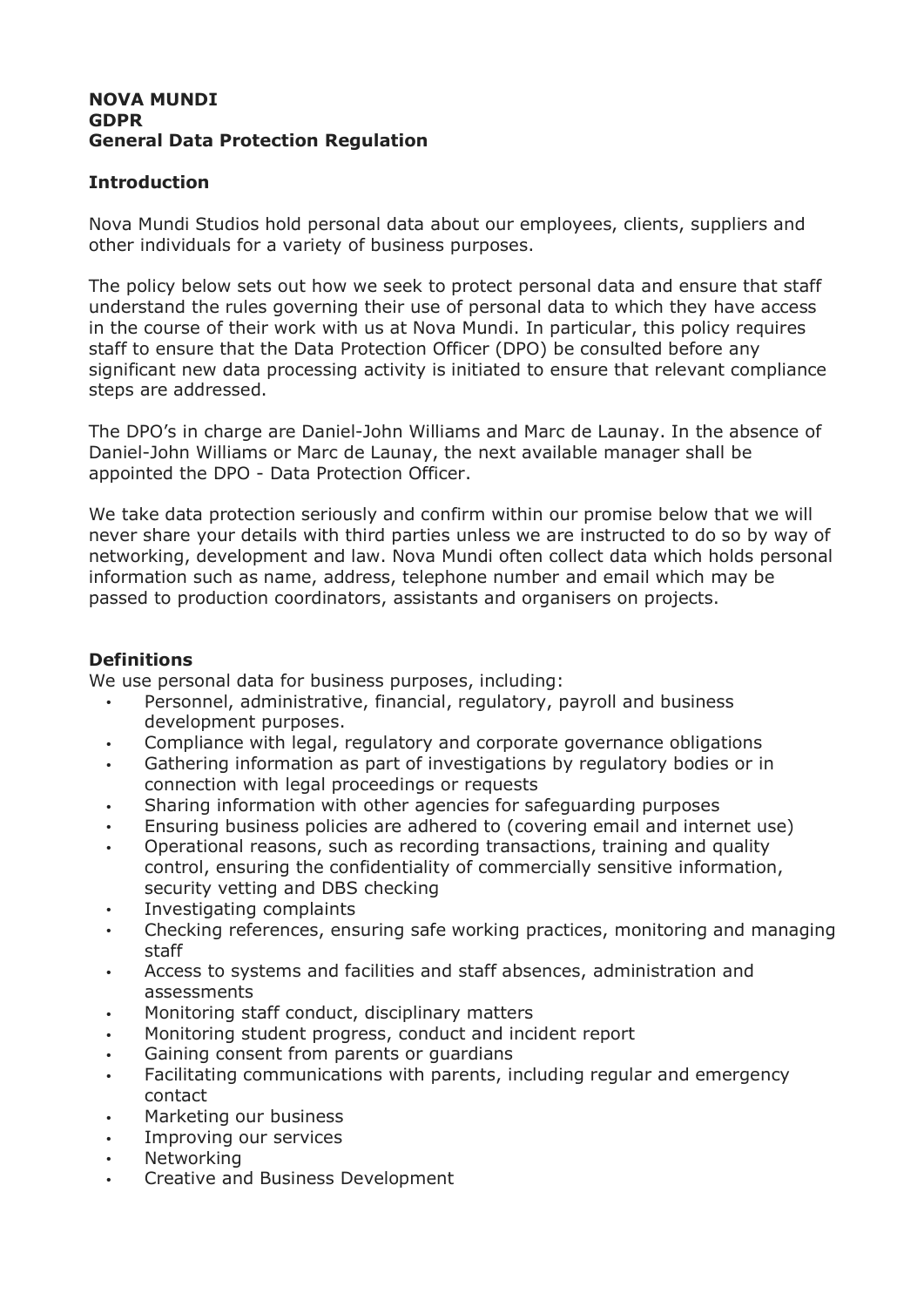**NOVA MUNDI**
**GDPR**
**General Data Protection Regulation**

## Introduction

Nova Mundi Studios hold personal data about our employees, clients, suppliers and other individuals for a variety of business purposes.

The policy below sets out how we seek to protect personal data and ensure that staff understand the rules governing their use of personal data to which they have access in the course of their work with us at Nova Mundi. In particular, this policy requires staff to ensure that the Data Protection Officer (DPO) be consulted before any significant new data processing activity is initiated to ensure that relevant compliance steps are addressed.

The DPO's in charge are Daniel-John Williams and Marc de Launay. In the absence of Daniel-John Williams or Marc de Launay, the next available manager shall be appointed the DPO - Data Protection Officer.

We take data protection seriously and confirm within our promise below that we will never share your details with third parties unless we are instructed to do so by way of networking, development and law. Nova Mundi often collect data which holds personal information such as name, address, telephone number and email which may be passed to production coordinators, assistants and organisers on projects.

## Definitions

We use personal data for business purposes, including:

- Personnel, administrative, financial, regulatory, payroll and business development purposes.
- Compliance with legal, regulatory and corporate governance obligations
- Gathering information as part of investigations by regulatory bodies or in connection with legal proceedings or requests
- Sharing information with other agencies for safeguarding purposes
- Ensuring business policies are adhered to (covering email and internet use)
- Operational reasons, such as recording transactions, training and quality control, ensuring the confidentiality of commercially sensitive information, security vetting and DBS checking
- Investigating complaints
- Checking references, ensuring safe working practices, monitoring and managing staff
- Access to systems and facilities and staff absences, administration and assessments
- Monitoring staff conduct, disciplinary matters
- Monitoring student progress, conduct and incident report
- Gaining consent from parents or guardians
- Facilitating communications with parents, including regular and emergency contact
- Marketing our business
- Improving our services
- Networking
- Creative and Business Development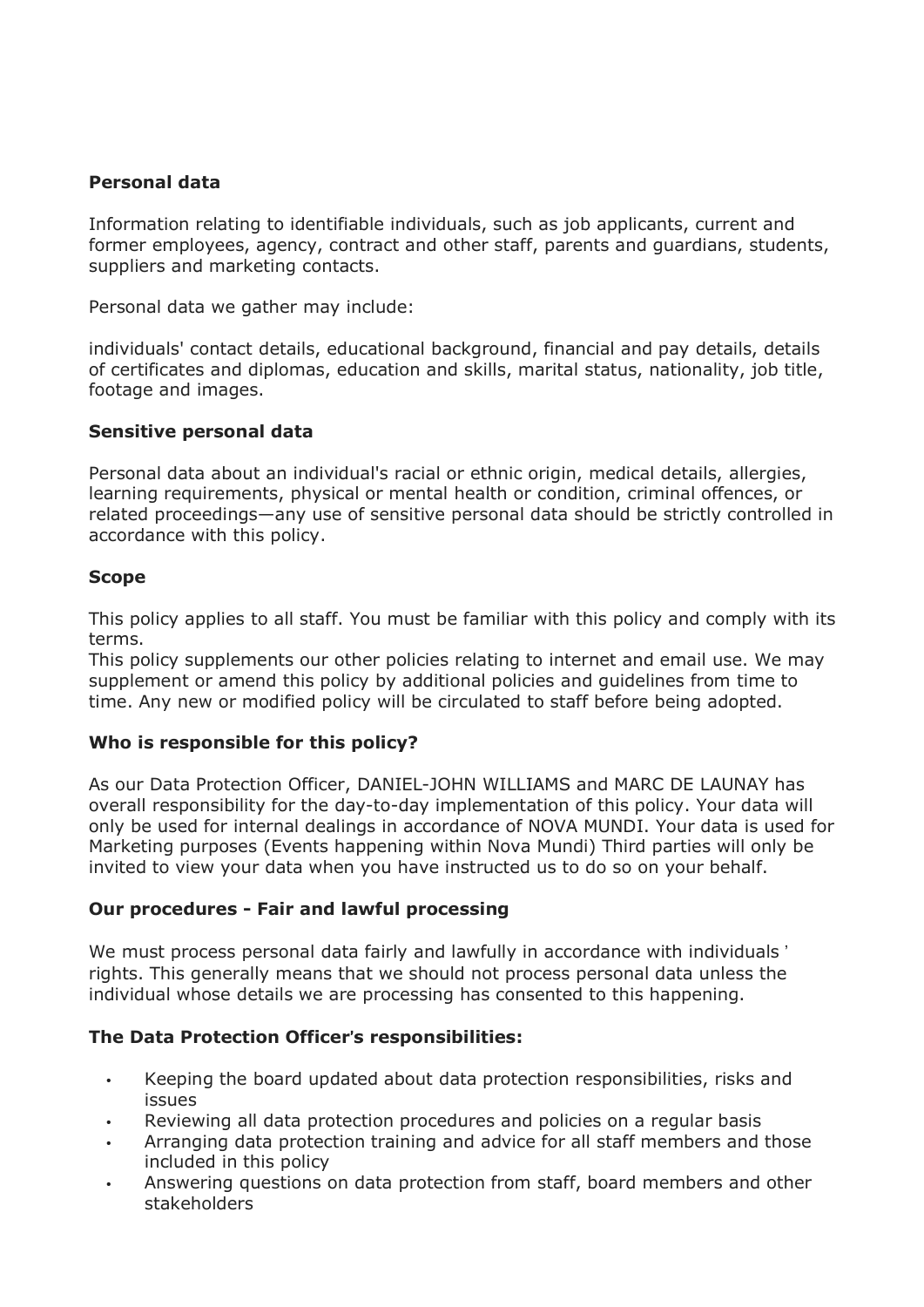**Personal data**

Information relating to identifiable individuals, such as job applicants, current and former employees, agency, contract and other staff, parents and guardians, students, suppliers and marketing contacts.

Personal data we gather may include:

individuals' contact details, educational background, financial and pay details, details of certificates and diplomas, education and skills, marital status, nationality, job title, footage and images.

**Sensitive personal data**

Personal data about an individual's racial or ethnic origin, medical details, allergies, learning requirements, physical or mental health or condition, criminal offences, or related proceedings—any use of sensitive personal data should be strictly controlled in accordance with this policy.

**Scope**

This policy applies to all staff. You must be familiar with this policy and comply with its terms.
This policy supplements our other policies relating to internet and email use. We may supplement or amend this policy by additional policies and guidelines from time to time. Any new or modified policy will be circulated to staff before being adopted.

**Who is responsible for this policy?**

As our Data Protection Officer, DANIEL-JOHN WILLIAMS and MARC DE LAUNAY has overall responsibility for the day-to-day implementation of this policy. Your data will only be used for internal dealings in accordance of NOVA MUNDI. Your data is used for Marketing purposes (Events happening within Nova Mundi) Third parties will only be invited to view your data when you have instructed us to do so on your behalf.

**Our procedures - Fair and lawful processing**

We must process personal data fairly and lawfully in accordance with individuals ' rights. This generally means that we should not process personal data unless the individual whose details we are processing has consented to this happening.

**The Data Protection Officer's responsibilities:**

- Keeping the board updated about data protection responsibilities, risks and issues
- Reviewing all data protection procedures and policies on a regular basis
- Arranging data protection training and advice for all staff members and those included in this policy
- Answering questions on data protection from staff, board members and other stakeholders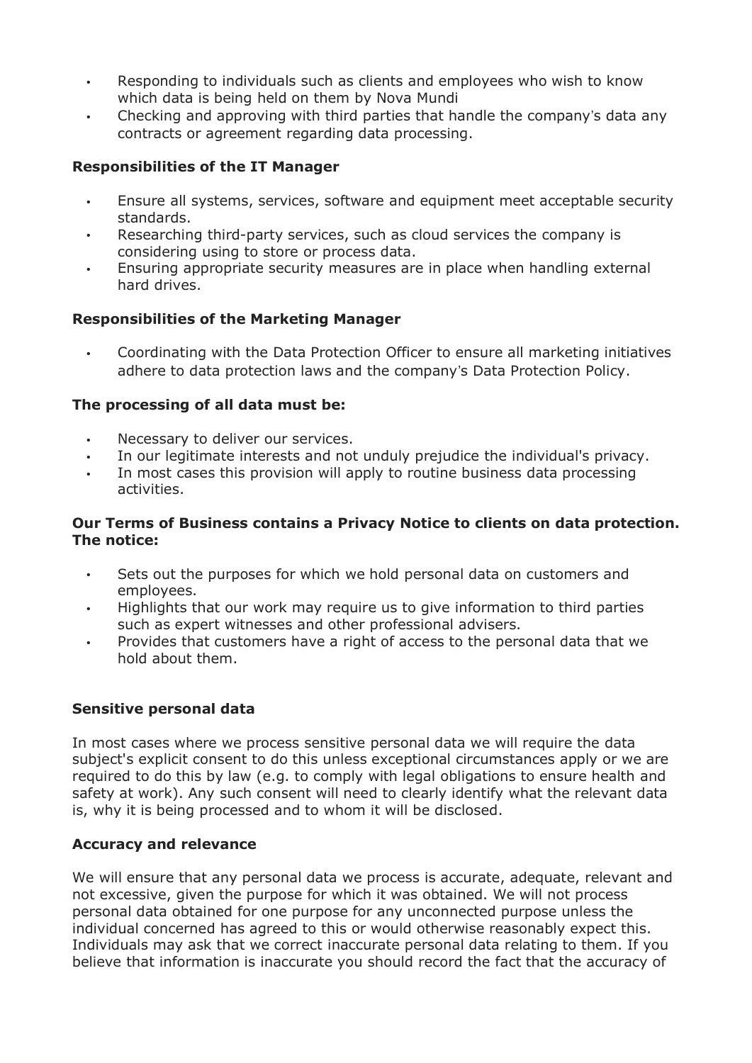- Responding to individuals such as clients and employees who wish to know which data is being held on them by Nova Mundi
- Checking and approving with third parties that handle the company's data any contracts or agreement regarding data processing.

**Responsibilities of the IT Manager**

- Ensure all systems, services, software and equipment meet acceptable security standards.
- Researching third-party services, such as cloud services the company is considering using to store or process data.
- Ensuring appropriate security measures are in place when handling external hard drives.

**Responsibilities of the Marketing Manager**

- Coordinating with the Data Protection Officer to ensure all marketing initiatives adhere to data protection laws and the company's Data Protection Policy.

**The processing of all data must be:**

- Necessary to deliver our services.
- In our legitimate interests and not unduly prejudice the individual's privacy.
- In most cases this provision will apply to routine business data processing activities.

**Our Terms of Business contains a Privacy Notice to clients on data protection. The notice:**

- Sets out the purposes for which we hold personal data on customers and employees.
- Highlights that our work may require us to give information to third parties such as expert witnesses and other professional advisers.
- Provides that customers have a right of access to the personal data that we hold about them.

**Sensitive personal data**

In most cases where we process sensitive personal data we will require the data subject's explicit consent to do this unless exceptional circumstances apply or we are required to do this by law (e.g. to comply with legal obligations to ensure health and safety at work). Any such consent will need to clearly identify what the relevant data is, why it is being processed and to whom it will be disclosed.

**Accuracy and relevance**

We will ensure that any personal data we process is accurate, adequate, relevant and not excessive, given the purpose for which it was obtained. We will not process personal data obtained for one purpose for any unconnected purpose unless the individual concerned has agreed to this or would otherwise reasonably expect this. Individuals may ask that we correct inaccurate personal data relating to them. If you believe that information is inaccurate you should record the fact that the accuracy of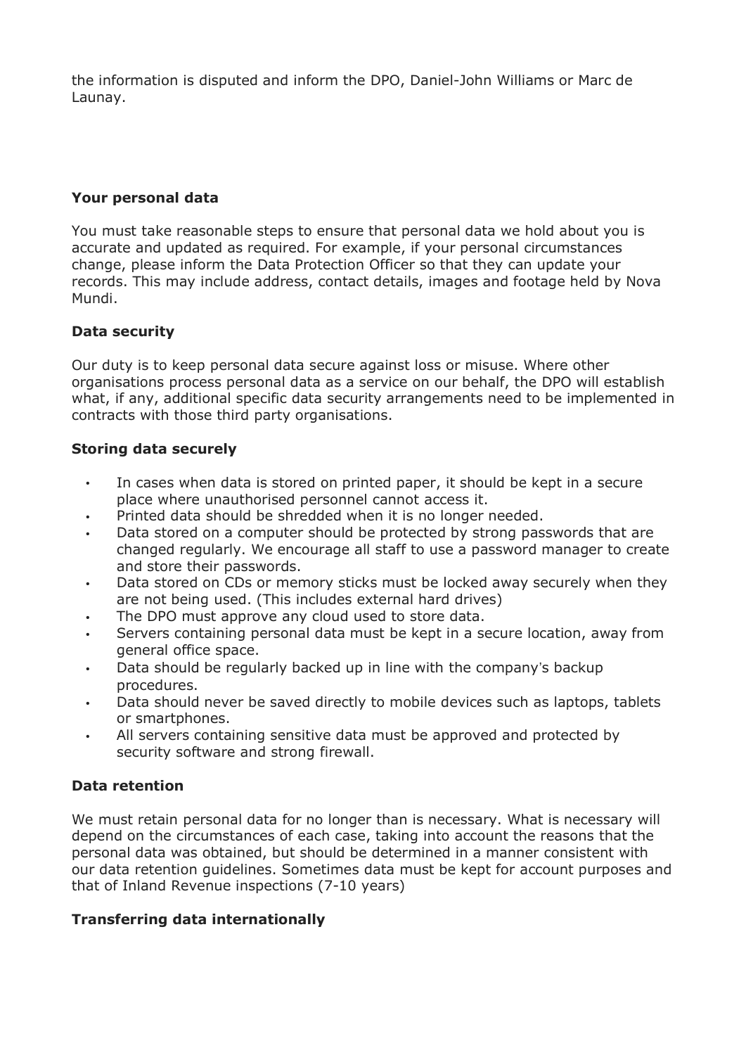the information is disputed and inform the DPO, Daniel-John Williams or Marc de Launay.

**Your personal data**

You must take reasonable steps to ensure that personal data we hold about you is accurate and updated as required. For example, if your personal circumstances change, please inform the Data Protection Officer so that they can update your records. This may include address, contact details, images and footage held by Nova Mundi.

**Data security**

Our duty is to keep personal data secure against loss or misuse. Where other organisations process personal data as a service on our behalf, the DPO will establish what, if any, additional specific data security arrangements need to be implemented in contracts with those third party organisations.

**Storing data securely**

- In cases when data is stored on printed paper, it should be kept in a secure place where unauthorised personnel cannot access it.
- Printed data should be shredded when it is no longer needed.
- Data stored on a computer should be protected by strong passwords that are changed regularly. We encourage all staff to use a password manager to create and store their passwords.
- Data stored on CDs or memory sticks must be locked away securely when they are not being used. (This includes external hard drives)
- The DPO must approve any cloud used to store data.
- Servers containing personal data must be kept in a secure location, away from general office space.
- Data should be regularly backed up in line with the company's backup procedures.
- Data should never be saved directly to mobile devices such as laptops, tablets or smartphones.
- All servers containing sensitive data must be approved and protected by security software and strong firewall.

**Data retention**

We must retain personal data for no longer than is necessary. What is necessary will depend on the circumstances of each case, taking into account the reasons that the personal data was obtained, but should be determined in a manner consistent with our data retention guidelines. Sometimes data must be kept for account purposes and that of Inland Revenue inspections (7-10 years)

**Transferring data internationally**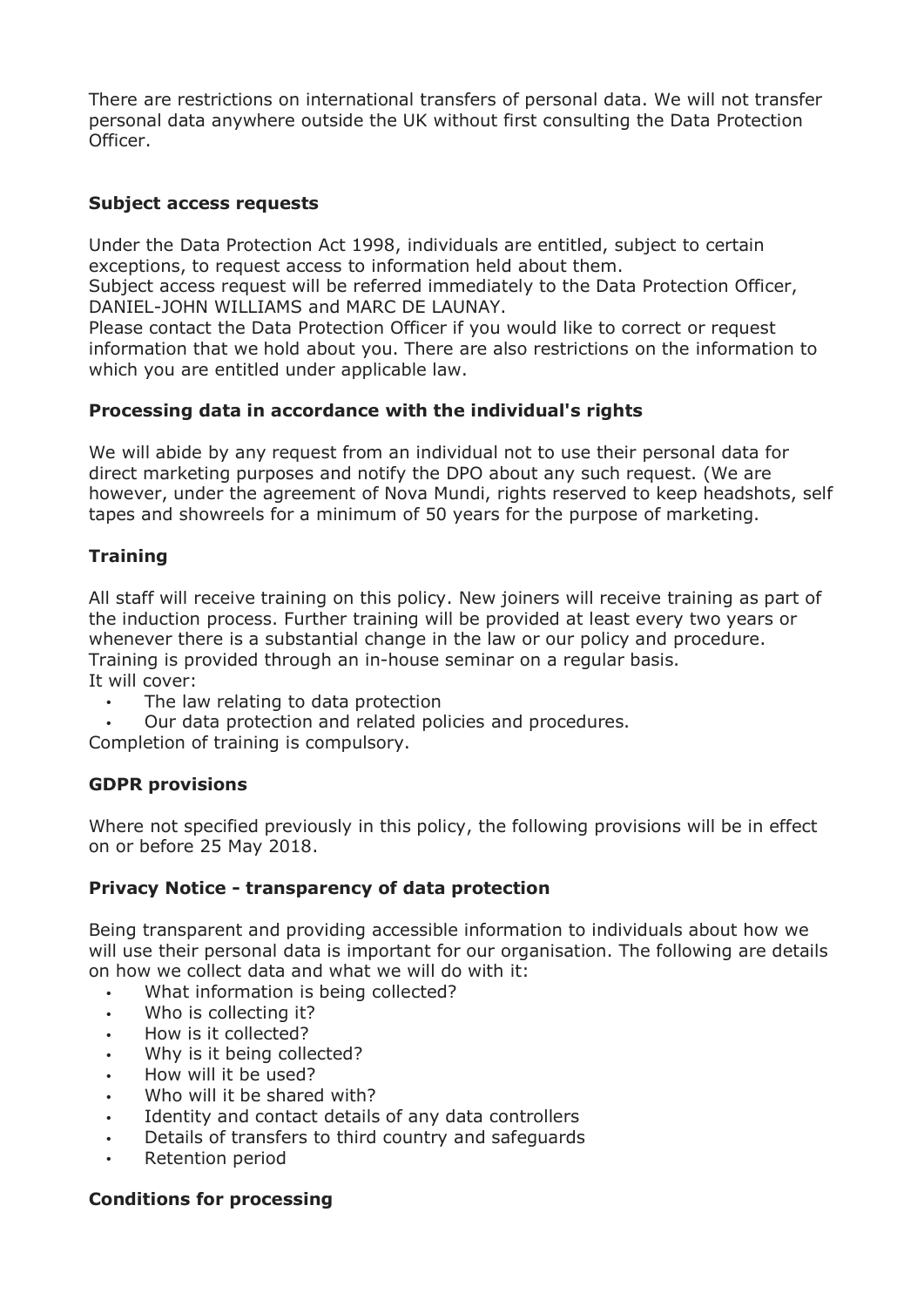There are restrictions on international transfers of personal data. We will not transfer personal data anywhere outside the UK without first consulting the Data Protection Officer.

**Subject access requests**

Under the Data Protection Act 1998, individuals are entitled, subject to certain exceptions, to request access to information held about them.
Subject access request will be referred immediately to the Data Protection Officer, DANIEL-JOHN WILLIAMS and MARC DE LAUNAY.
Please contact the Data Protection Officer if you would like to correct or request information that we hold about you. There are also restrictions on the information to which you are entitled under applicable law.

**Processing data in accordance with the individual's rights**

We will abide by any request from an individual not to use their personal data for direct marketing purposes and notify the DPO about any such request. (We are however, under the agreement of Nova Mundi, rights reserved to keep headshots, self tapes and showreels for a minimum of 50 years for the purpose of marketing.

**Training**

All staff will receive training on this policy. New joiners will receive training as part of the induction process. Further training will be provided at least every two years or whenever there is a substantial change in the law or our policy and procedure.
Training is provided through an in-house seminar on a regular basis.
It will cover:

- The law relating to data protection
- Our data protection and related policies and procedures.

Completion of training is compulsory.

**GDPR provisions**

Where not specified previously in this policy, the following provisions will be in effect on or before 25 May 2018.

**Privacy Notice - transparency of data protection**

Being transparent and providing accessible information to individuals about how we will use their personal data is important for our organisation. The following are details on how we collect data and what we will do with it:

- What information is being collected?
- Who is collecting it?
- How is it collected?
- Why is it being collected?
- How will it be used?
- Who will it be shared with?
- Identity and contact details of any data controllers
- Details of transfers to third country and safeguards
- Retention period

**Conditions for processing**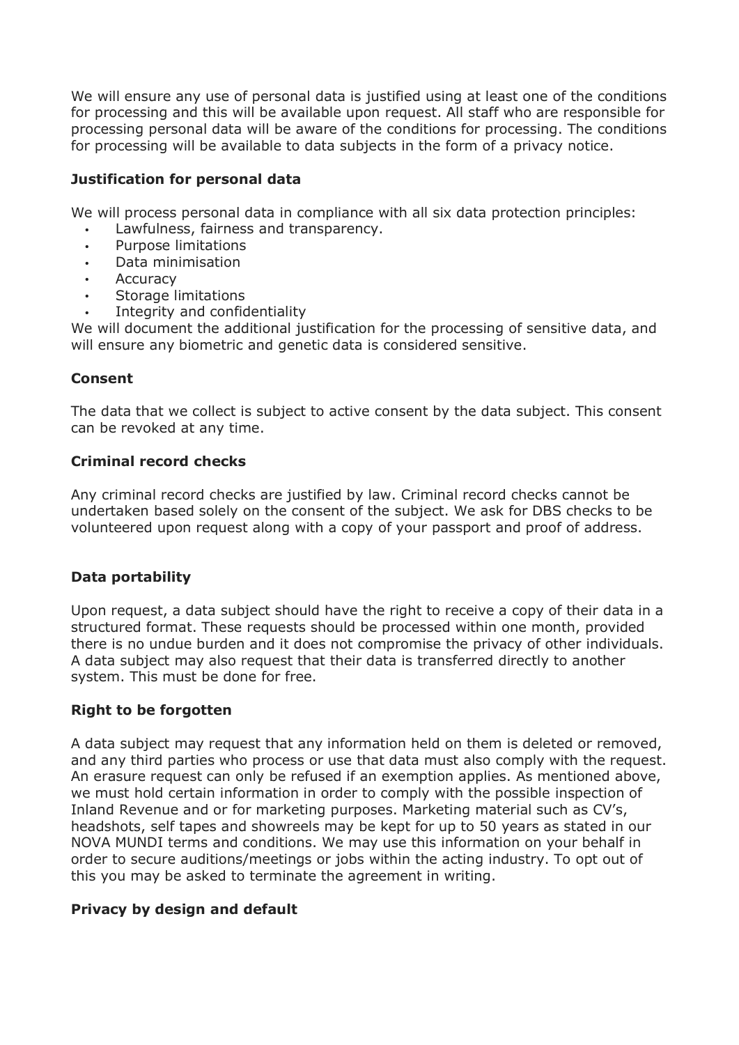We will ensure any use of personal data is justified using at least one of the conditions for processing and this will be available upon request. All staff who are responsible for processing personal data will be aware of the conditions for processing. The conditions for processing will be available to data subjects in the form of a privacy notice.

**Justification for personal data**

We will process personal data in compliance with all six data protection principles:

- Lawfulness, fairness and transparency.
- Purpose limitations
- Data minimisation
- Accuracy
- Storage limitations
- Integrity and confidentiality

We will document the additional justification for the processing of sensitive data, and will ensure any biometric and genetic data is considered sensitive.

**Consent**

The data that we collect is subject to active consent by the data subject. This consent can be revoked at any time.

**Criminal record checks**

Any criminal record checks are justified by law. Criminal record checks cannot be undertaken based solely on the consent of the subject. We ask for DBS checks to be volunteered upon request along with a copy of your passport and proof of address.

**Data portability**

Upon request, a data subject should have the right to receive a copy of their data in a structured format. These requests should be processed within one month, provided there is no undue burden and it does not compromise the privacy of other individuals. A data subject may also request that their data is transferred directly to another system. This must be done for free.

**Right to be forgotten**

A data subject may request that any information held on them is deleted or removed, and any third parties who process or use that data must also comply with the request. An erasure request can only be refused if an exemption applies. As mentioned above, we must hold certain information in order to comply with the possible inspection of Inland Revenue and or for marketing purposes. Marketing material such as CV's, headshots, self tapes and showreels may be kept for up to 50 years as stated in our NOVA MUNDI terms and conditions. We may use this information on your behalf in order to secure auditions/meetings or jobs within the acting industry. To opt out of this you may be asked to terminate the agreement in writing.

**Privacy by design and default**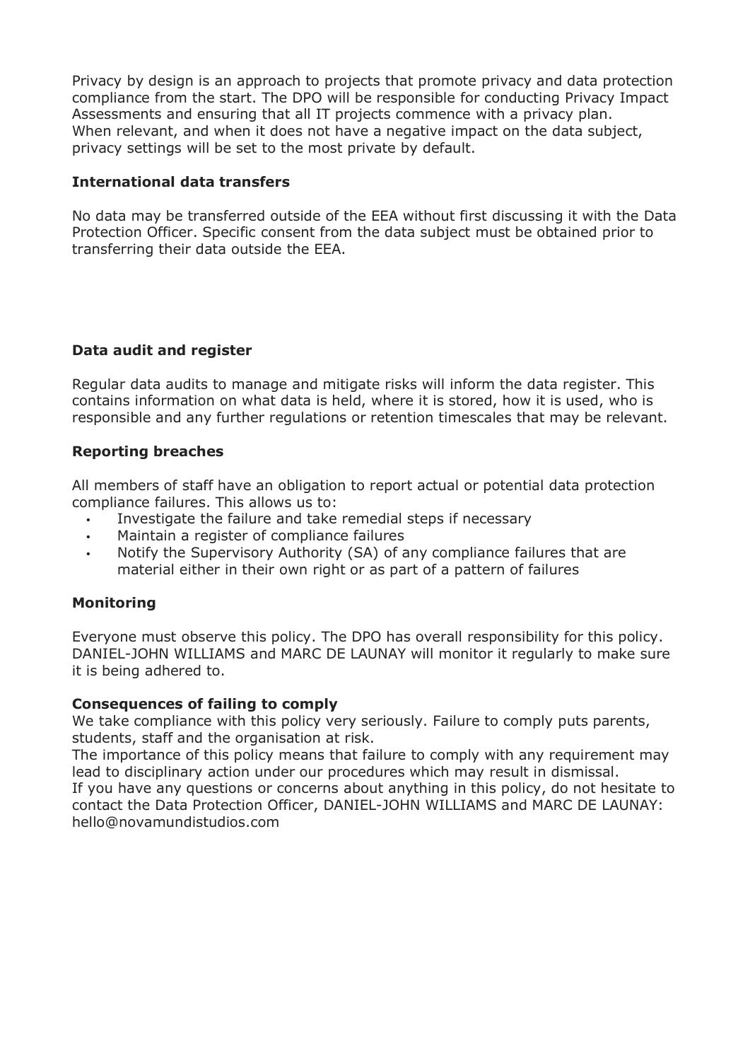Privacy by design is an approach to projects that promote privacy and data protection compliance from the start. The DPO will be responsible for conducting Privacy Impact Assessments and ensuring that all IT projects commence with a privacy plan.
When relevant, and when it does not have a negative impact on the data subject, privacy settings will be set to the most private by default.

**International data transfers**

No data may be transferred outside of the EEA without first discussing it with the Data Protection Officer. Specific consent from the data subject must be obtained prior to transferring their data outside the EEA.

**Data audit and register**

Regular data audits to manage and mitigate risks will inform the data register. This contains information on what data is held, where it is stored, how it is used, who is responsible and any further regulations or retention timescales that may be relevant.

**Reporting breaches**

All members of staff have an obligation to report actual or potential data protection compliance failures. This allows us to:

- Investigate the failure and take remedial steps if necessary
- Maintain a register of compliance failures
- Notify the Supervisory Authority (SA) of any compliance failures that are material either in their own right or as part of a pattern of failures

**Monitoring**

Everyone must observe this policy. The DPO has overall responsibility for this policy. DANIEL-JOHN WILLIAMS and MARC DE LAUNAY will monitor it regularly to make sure it is being adhered to.

**Consequences of failing to comply**

We take compliance with this policy very seriously. Failure to comply puts parents, students, staff and the organisation at risk.
The importance of this policy means that failure to comply with any requirement may lead to disciplinary action under our procedures which may result in dismissal.
If you have any questions or concerns about anything in this policy, do not hesitate to contact the Data Protection Officer, DANIEL-JOHN WILLIAMS and MARC DE LAUNAY: hello@novamundistudios.com